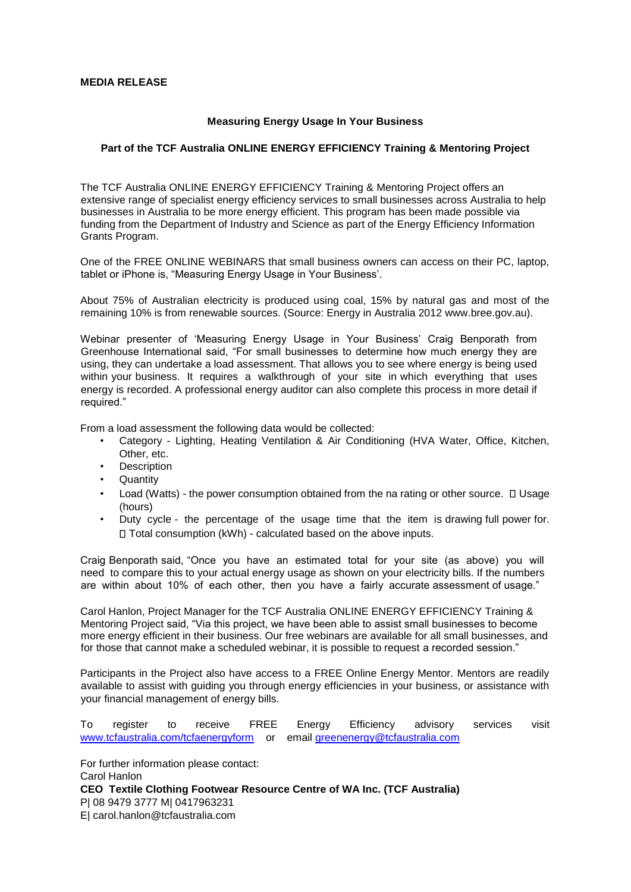**MEDIA RELEASE**

**Measuring Energy Usage In Your Business**

**Part of the TCF Australia ONLINE ENERGY EFFICIENCY Training & Mentoring Project**

The TCF Australia ONLINE ENERGY EFFICIENCY Training & Mentoring Project offers an extensive range of specialist energy efficiency services to small businesses across Australia to help businesses in Australia to be more energy efficient. This program has been made possible via funding from the Department of Industry and Science as part of the Energy Efficiency Information Grants Program.

One of the FREE ONLINE WEBINARS that small business owners can access on their PC, laptop, tablet or iPhone is, "Measuring Energy Usage in Your Business'.

About 75% of Australian electricity is produced using coal, 15% by natural gas and most of the remaining 10% is from renewable sources. (Source: Energy in Australia 2012 www.bree.gov.au).

Webinar presenter of 'Measuring Energy Usage in Your Business' Craig Benporath from Greenhouse International said, "For small businesses to determine how much energy they are using, they can undertake a load assessment. That allows you to see where energy is being used within your business. It requires a walkthrough of your site in which everything that uses energy is recorded. A professional energy auditor can also complete this process in more detail if required."

From a load assessment the following data would be collected:

- Category - Lighting, Heating Ventilation & Air Conditioning (HVA Water, Office, Kitchen, Other, etc.
- Description
- Quantity
- Load (Watts) - the power consumption obtained from the na rating or other source.  Usage (hours)
- Duty cycle - the percentage of the usage time that the item is drawing full power for.  Total consumption (kWh) - calculated based on the above inputs.

Craig Benporath said, "Once you have an estimated total for your site (as above) you will need to compare this to your actual energy usage as shown on your electricity bills. If the numbers are within about 10% of each other, then you have a fairly accurate assessment of usage."

Carol Hanlon, Project Manager for the TCF Australia ONLINE ENERGY EFFICIENCY Training & Mentoring Project said, "Via this project, we have been able to assist small businesses to become more energy efficient in their business. Our free webinars are available for all small businesses, and for those that cannot make a scheduled webinar, it is possible to request a recorded session."

Participants in the Project also have access to a FREE Online Energy Mentor. Mentors are readily available to assist with guiding you through energy efficiencies in your business, or assistance with your financial management of energy bills.

To register to receive FREE Energy Efficiency advisory services visit www.tcfaustralia.com/tcfaenergyform or email greenenergy@tcfaustralia.com

For further information please contact:
Carol Hanlon
**CEO Textile Clothing Footwear Resource Centre of WA Inc. (TCF Australia)**
P| 08 9479 3777 M| 0417963231
E| carol.hanlon@tcfaustralia.com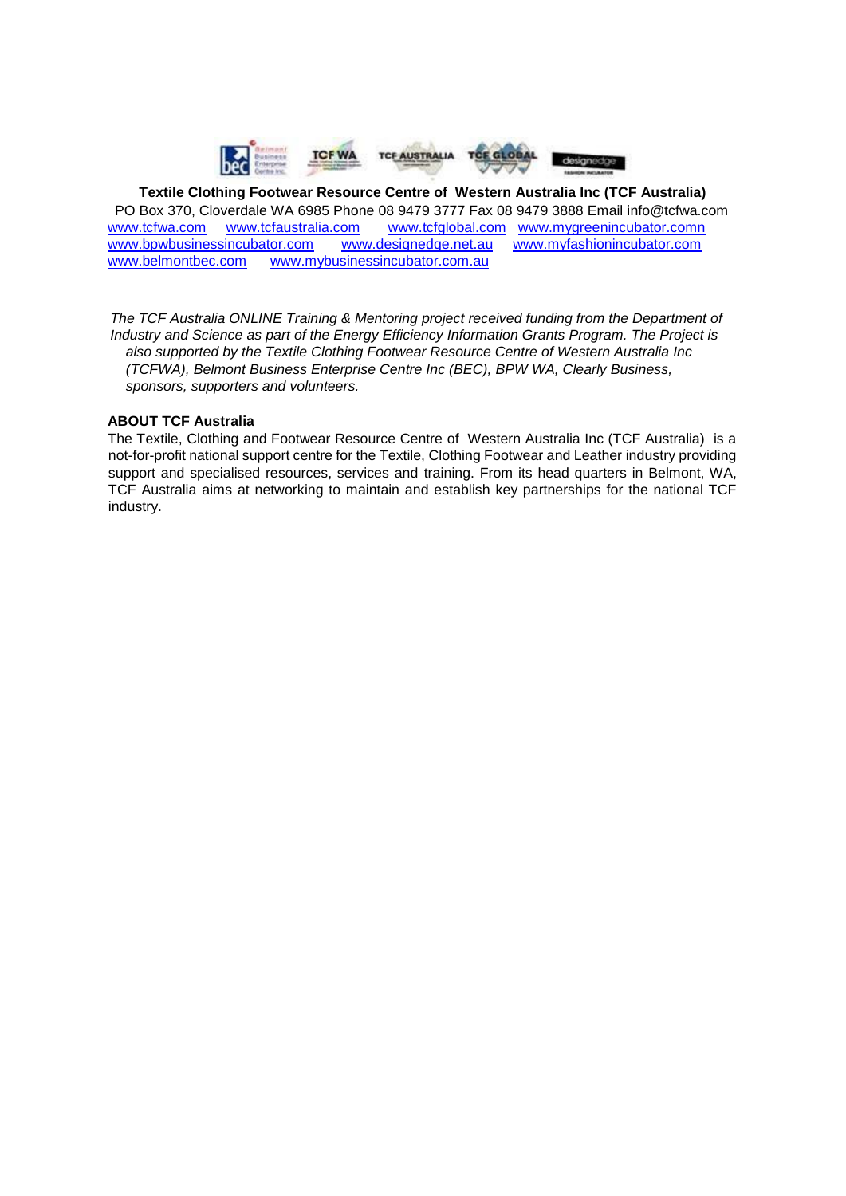**Textile Clothing Footwear Resource Centre of Western Australia Inc (TCF Australia)**

PO Box 370, Cloverdale WA 6985 Phone 08 9479 3777 Fax 08 9479 3888 Email info@tcfwa.com
www.tcfwa.com www.tcfaustralia.com www.tcfglobal.com www.mygreenincubator.comn
www.bpwbusinessincubator.com www.designedge.net.au www.myfashionincubator.com
www.belmontbec.com www.mybusinessincubator.com.au

*The TCF Australia ONLINE Training & Mentoring project received funding from the Department of Industry and Science as part of the Energy Efficiency Information Grants Program. The Project is also supported by the Textile Clothing Footwear Resource Centre of Western Australia Inc (TCFWA), Belmont Business Enterprise Centre Inc (BEC), BPW WA, Clearly Business, sponsors, supporters and volunteers.*

**ABOUT TCF Australia**

The Textile, Clothing and Footwear Resource Centre of Western Australia Inc (TCF Australia) is a not-for-profit national support centre for the Textile, Clothing Footwear and Leather industry providing support and specialised resources, services and training. From its head quarters in Belmont, WA, TCF Australia aims at networking to maintain and establish key partnerships for the national TCF industry.